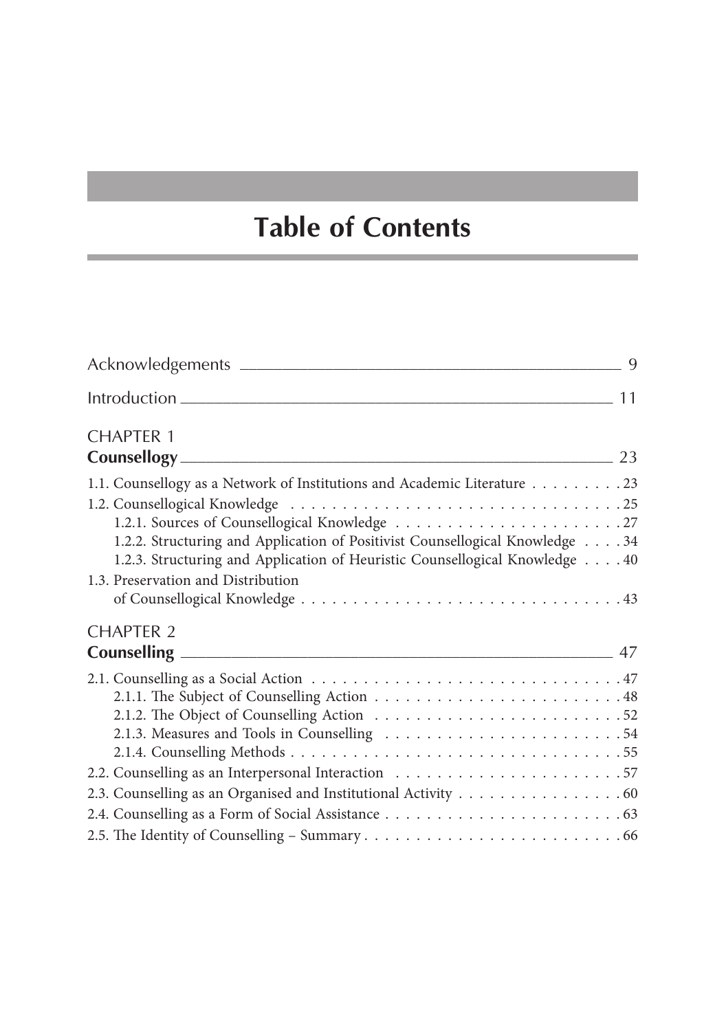# Table of Contents

Acknowledgements — 9

Introduction — 11

## CHAPTER 1
## **Counsellogy** — 23

1.1. Counsellogy as a Network of Institutions and Academic Literature . . . . . . . . . 23

1.2. Counsellogical Knowledge . . . . . . . . . . . . . . . . . . . . . . . . . . . . . . . . 25

- 1.2.1. Sources of Counsellogical Knowledge . . . . . . . . . . . . . . . . . . . . . . 27
- 1.2.2. Structuring and Application of Positivist Counsellogical Knowledge . . . . 34
- 1.2.3. Structuring and Application of Heuristic Counsellogical Knowledge . . . . 40

1.3. Preservation and Distribution of Counsellogical Knowledge . . . . . . . . . . . . . . . . . . . . . . . . . . . . . . 43

## CHAPTER 2
## **Counselling** — 47

2.1. Counselling as a Social Action . . . . . . . . . . . . . . . . . . . . . . . . . . . . . . 47

- 2.1.1. The Subject of Counselling Action . . . . . . . . . . . . . . . . . . . . . . . . 48
- 2.1.2. The Object of Counselling Action . . . . . . . . . . . . . . . . . . . . . . . . 52
- 2.1.3. Measures and Tools in Counselling . . . . . . . . . . . . . . . . . . . . . . . 54
- 2.1.4. Counselling Methods . . . . . . . . . . . . . . . . . . . . . . . . . . . . . . . . 55

2.2. Counselling as an Interpersonal Interaction . . . . . . . . . . . . . . . . . . . . . . 57

2.3. Counselling as an Organised and Institutional Activity . . . . . . . . . . . . . . . . 60

2.4. Counselling as a Form of Social Assistance . . . . . . . . . . . . . . . . . . . . . . . 63

2.5. The Identity of Counselling – Summary . . . . . . . . . . . . . . . . . . . . . . . . . 66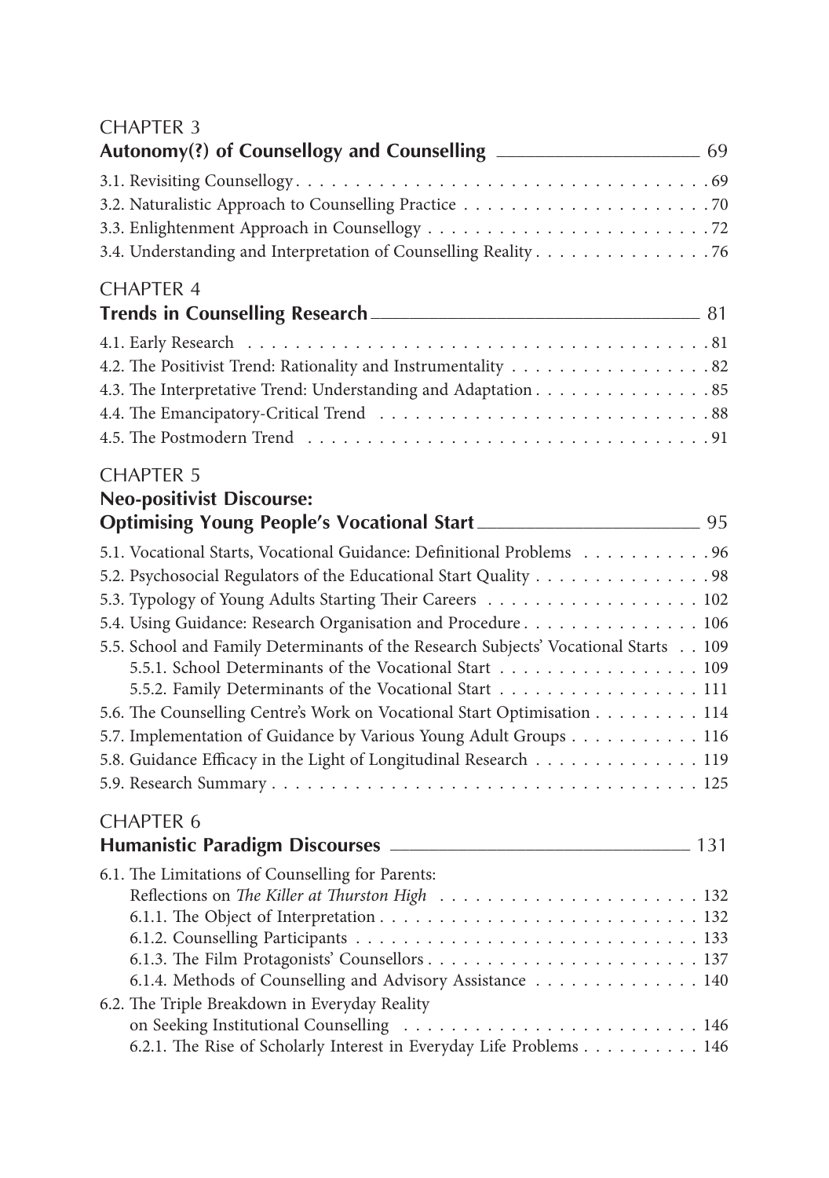CHAPTER 3
**Autonomy(?) of Counsellogy and Counselling** 69

3.1. Revisiting Counsellogy . . . . . . . . . . . . . . . . . . . . . . . . . . . . . . . . . . . . 69
3.2. Naturalistic Approach to Counselling Practice . . . . . . . . . . . . . . . . . . . . . . 70
3.3. Enlightenment Approach in Counsellogy . . . . . . . . . . . . . . . . . . . . . . . . . 72
3.4. Understanding and Interpretation of Counselling Reality . . . . . . . . . . . . . . . 76

CHAPTER 4
**Trends in Counselling Research** 81

4.1. Early Research . . . . . . . . . . . . . . . . . . . . . . . . . . . . . . . . . . . . . . . 81
4.2. The Positivist Trend: Rationality and Instrumentality . . . . . . . . . . . . . . . . . 82
4.3. The Interpretative Trend: Understanding and Adaptation . . . . . . . . . . . . . . . 85
4.4. The Emancipatory-Critical Trend . . . . . . . . . . . . . . . . . . . . . . . . . . . . 88
4.5. The Postmodern Trend . . . . . . . . . . . . . . . . . . . . . . . . . . . . . . . . . . 91

CHAPTER 5
**Neo-positivist Discourse:**
**Optimising Young People's Vocational Start** 95

5.1. Vocational Starts, Vocational Guidance: Definitional Problems . . . . . . . . . . . 96
5.2. Psychosocial Regulators of the Educational Start Quality . . . . . . . . . . . . . . . 98
5.3. Typology of Young Adults Starting Their Careers . . . . . . . . . . . . . . . . . . 102
5.4. Using Guidance: Research Organisation and Procedure . . . . . . . . . . . . . . . 106
5.5. School and Family Determinants of the Research Subjects' Vocational Starts . . 109
5.5.1. School Determinants of the Vocational Start . . . . . . . . . . . . . . . . . 109
5.5.2. Family Determinants of the Vocational Start . . . . . . . . . . . . . . . . . 111
5.6. The Counselling Centre's Work on Vocational Start Optimisation . . . . . . . . . 114
5.7. Implementation of Guidance by Various Young Adult Groups . . . . . . . . . . . 116
5.8. Guidance Efficacy in the Light of Longitudinal Research . . . . . . . . . . . . . . 119
5.9. Research Summary . . . . . . . . . . . . . . . . . . . . . . . . . . . . . . . . . . . . 125

CHAPTER 6
**Humanistic Paradigm Discourses** 131

6.1. The Limitations of Counselling for Parents:
Reflections on *The Killer at Thurston High* . . . . . . . . . . . . . . . . . . . . . . 132
6.1.1. The Object of Interpretation . . . . . . . . . . . . . . . . . . . . . . . . . . . 132
6.1.2. Counselling Participants . . . . . . . . . . . . . . . . . . . . . . . . . . . . . 133
6.1.3. The Film Protagonists' Counsellors . . . . . . . . . . . . . . . . . . . . . . . 137
6.1.4. Methods of Counselling and Advisory Assistance . . . . . . . . . . . . . . 140
6.2. The Triple Breakdown in Everyday Reality
on Seeking Institutional Counselling . . . . . . . . . . . . . . . . . . . . . . . . . . 146
6.2.1. The Rise of Scholarly Interest in Everyday Life Problems . . . . . . . . . . 146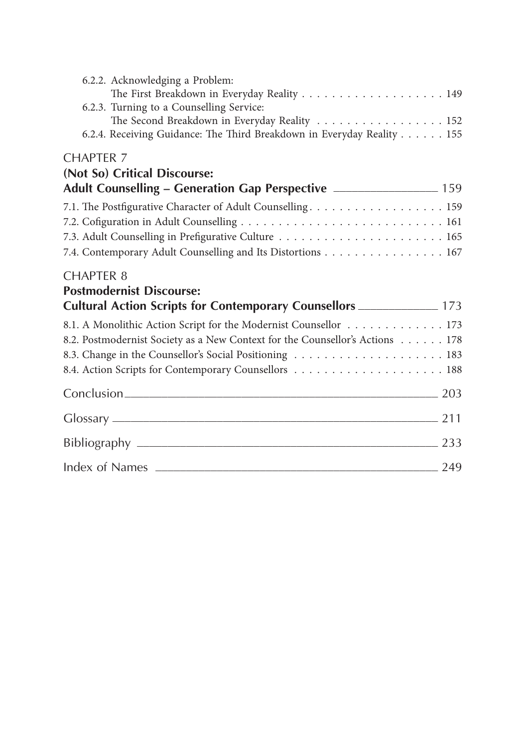6.2.2. Acknowledging a Problem:
The First Breakdown in Everyday Reality . . . . . . . . . . . . . . . . . . . . 149

6.2.3. Turning to a Counselling Service:
The Second Breakdown in Everyday Reality . . . . . . . . . . . . . . . . . . 152

6.2.4. Receiving Guidance: The Third Breakdown in Everyday Reality . . . . . . 155

## CHAPTER 7
## (Not So) Critical Discourse: Adult Counselling – Generation Gap Perspective — 159

7.1. The Postfigurative Character of Adult Counselling . . . . . . . . . . . . . . . . . . 159

7.2. Cofiguration in Adult Counselling . . . . . . . . . . . . . . . . . . . . . . . . . . . . 161

7.3. Adult Counselling in Prefigurative Culture . . . . . . . . . . . . . . . . . . . . . . . 165

7.4. Contemporary Adult Counselling and Its Distortions . . . . . . . . . . . . . . . . 167

## CHAPTER 8
## Postmodernist Discourse: Cultural Action Scripts for Contemporary Counsellors — 173

8.1. A Monolithic Action Script for the Modernist Counsellor . . . . . . . . . . . . . 173

8.2. Postmodernist Society as a New Context for the Counsellor's Actions . . . . . . 178

8.3. Change in the Counsellor's Social Positioning . . . . . . . . . . . . . . . . . . . . 183

8.4. Action Scripts for Contemporary Counsellors . . . . . . . . . . . . . . . . . . . . 188

Conclusion — 203

Glossary — 211

Bibliography — 233

Index of Names — 249